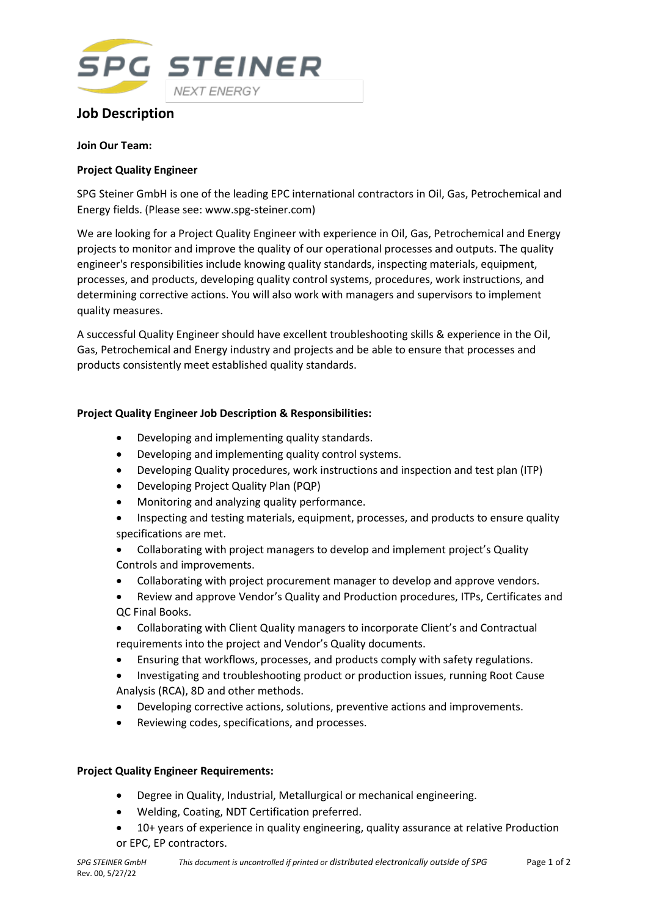# Job Description

**Join Our Team:**

**Project Quality Engineer**

SPG Steiner GmbH is one of the leading EPC international contractors in Oil, Gas, Petrochemical and Energy fields. (Please see: www.spg-steiner.com)

We are looking for a Project Quality Engineer with experience in Oil, Gas, Petrochemical and Energy projects to monitor and improve the quality of our operational processes and outputs. The quality engineer's responsibilities include knowing quality standards, inspecting materials, equipment, processes, and products, developing quality control systems, procedures, work instructions, and determining corrective actions. You will also work with managers and supervisors to implement quality measures.

A successful Quality Engineer should have excellent troubleshooting skills & experience in the Oil, Gas, Petrochemical and Energy industry and projects and be able to ensure that processes and products consistently meet established quality standards.

**Project Quality Engineer Job Description & Responsibilities:**

- Developing and implementing quality standards.
- Developing and implementing quality control systems.
- Developing Quality procedures, work instructions and inspection and test plan (ITP)
- Developing Project Quality Plan (PQP)
- Monitoring and analyzing quality performance.
- Inspecting and testing materials, equipment, processes, and products to ensure quality specifications are met.
- Collaborating with project managers to develop and implement project's Quality Controls and improvements.
- Collaborating with project procurement manager to develop and approve vendors.
- Review and approve Vendor's Quality and Production procedures, ITPs, Certificates and QC Final Books.
- Collaborating with Client Quality managers to incorporate Client's and Contractual requirements into the project and Vendor's Quality documents.
- Ensuring that workflows, processes, and products comply with safety regulations.
- Investigating and troubleshooting product or production issues, running Root Cause Analysis (RCA), 8D and other methods.
- Developing corrective actions, solutions, preventive actions and improvements.
- Reviewing codes, specifications, and processes.

**Project Quality Engineer Requirements:**

- Degree in Quality, Industrial, Metallurgical or mechanical engineering.
- Welding, Coating, NDT Certification preferred.
- 10+ years of experience in quality engineering, quality assurance at relative Production or EPC, EP contractors.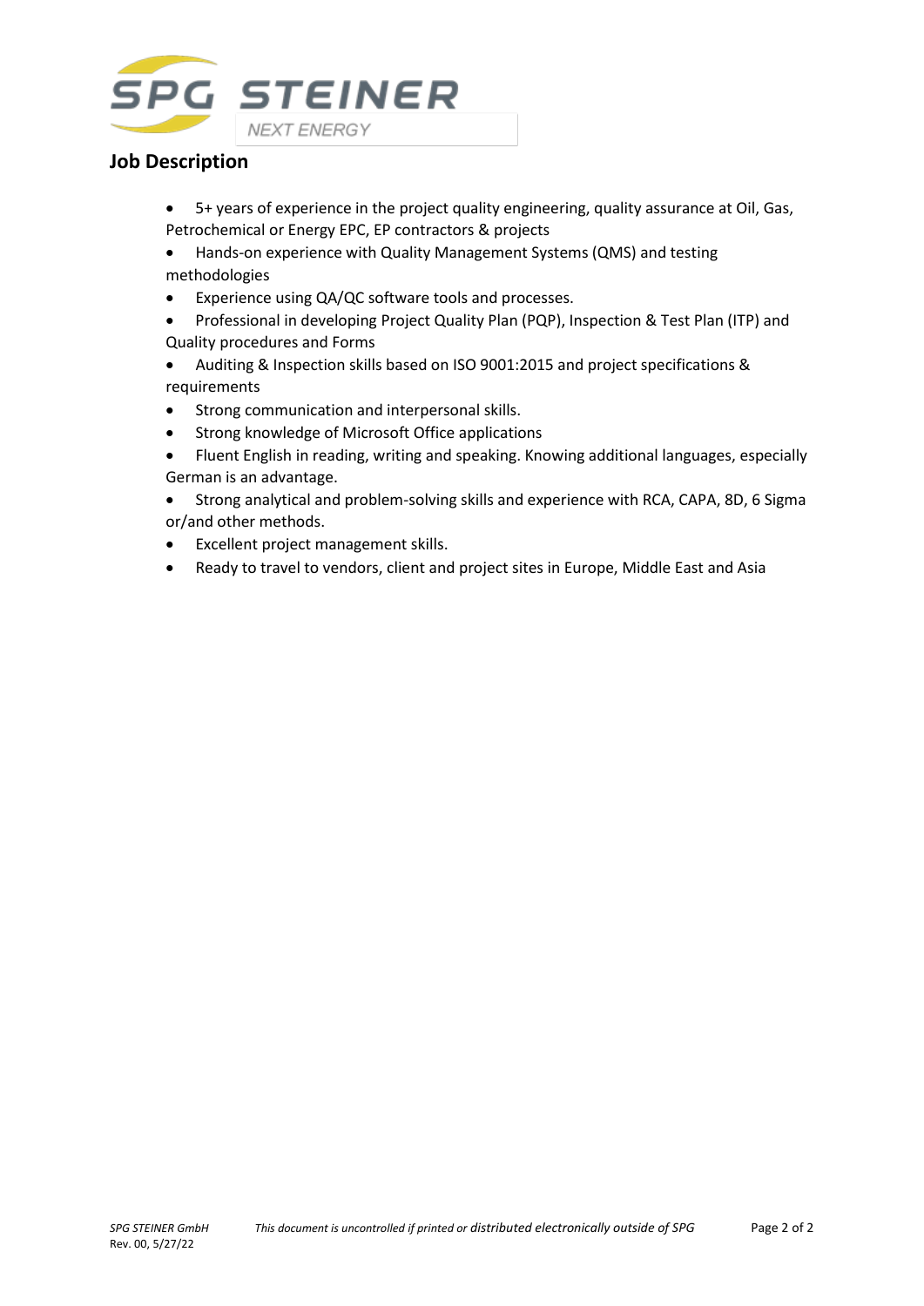## Job Description

- 5+ years of experience in the project quality engineering, quality assurance at Oil, Gas, Petrochemical or Energy EPC, EP contractors & projects
- Hands-on experience with Quality Management Systems (QMS) and testing methodologies
- Experience using QA/QC software tools and processes.
- Professional in developing Project Quality Plan (PQP), Inspection & Test Plan (ITP) and Quality procedures and Forms
- Auditing & Inspection skills based on ISO 9001:2015 and project specifications & requirements
- Strong communication and interpersonal skills.
- Strong knowledge of Microsoft Office applications
- Fluent English in reading, writing and speaking. Knowing additional languages, especially German is an advantage.
- Strong analytical and problem-solving skills and experience with RCA, CAPA, 8D, 6 Sigma or/and other methods.
- Excellent project management skills.
- Ready to travel to vendors, client and project sites in Europe, Middle East and Asia